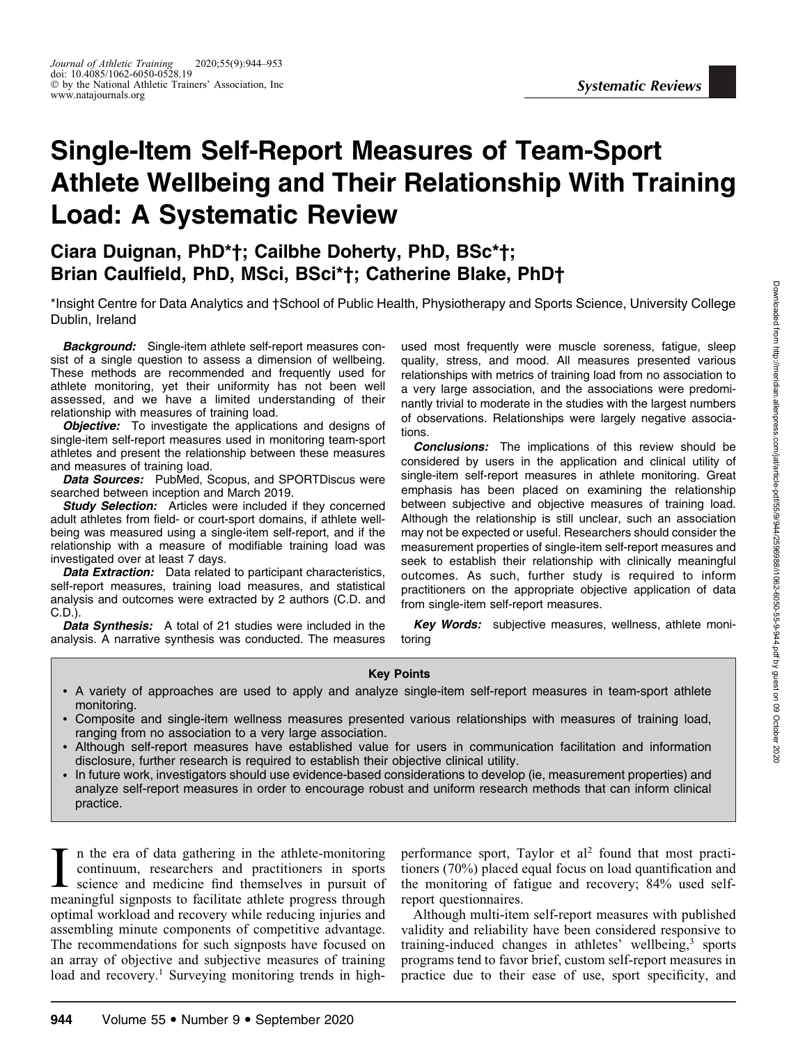# Single-Item Self-Report Measures of Team-Sport Athlete Wellbeing and Their Relationship With Training Load: A Systematic Review

**Ciara Duignan, PhD\*†; Cailbhe Doherty, PhD, BSc\*†; Brian Caulfield, PhD, MSci, BSci\*†; Catherine Blake, PhD†**

\*Insight Centre for Data Analytics and †School of Public Health, Physiotherapy and Sports Science, University College Dublin, Ireland

***Background:*** Single-item athlete self-report measures consist of a single question to assess a dimension of wellbeing. These methods are recommended and frequently used for athlete monitoring, yet their uniformity has not been well assessed, and we have a limited understanding of their relationship with measures of training load.

***Objective:*** To investigate the applications and designs of single-item self-report measures used in monitoring team-sport athletes and present the relationship between these measures and measures of training load.

***Data Sources:*** PubMed, Scopus, and SPORTDiscus were searched between inception and March 2019.

***Study Selection:*** Articles were included if they concerned adult athletes from field- or court-sport domains, if athlete wellbeing was measured using a single-item self-report, and if the relationship with a measure of modifiable training load was investigated over at least 7 days.

***Data Extraction:*** Data related to participant characteristics, self-report measures, training load measures, and statistical analysis and outcomes were extracted by 2 authors (C.D. and C.D.).

***Data Synthesis:*** A total of 21 studies were included in the analysis. A narrative synthesis was conducted. The measures used most frequently were muscle soreness, fatigue, sleep quality, stress, and mood. All measures presented various relationships with metrics of training load from no association to a very large association, and the associations were predominantly trivial to moderate in the studies with the largest numbers of observations. Relationships were largely negative associations.

***Conclusions:*** The implications of this review should be considered by users in the application and clinical utility of single-item self-report measures in athlete monitoring. Great emphasis has been placed on examining the relationship between subjective and objective measures of training load. Although the relationship is still unclear, such an association may not be expected or useful. Researchers should consider the measurement properties of single-item self-report measures and seek to establish their relationship with clinically meaningful outcomes. As such, further study is required to inform practitioners on the appropriate objective application of data from single-item self-report measures.

***Key Words:*** subjective measures, wellness, athlete monitoring

**Key Points**

- A variety of approaches are used to apply and analyze single-item self-report measures in team-sport athlete monitoring.
- Composite and single-item wellness measures presented various relationships with measures of training load, ranging from no association to a very large association.
- Although self-report measures have established value for users in communication facilitation and information disclosure, further research is required to establish their objective clinical utility.
- In future work, investigators should use evidence-based considerations to develop (ie, measurement properties) and analyze self-report measures in order to encourage robust and uniform research methods that can inform clinical practice.

In the era of data gathering in the athlete-monitoring continuum, researchers and practitioners in sports science and medicine find themselves in pursuit of meaningful signposts to facilitate athlete progress through optimal workload and recovery while reducing injuries and assembling minute components of competitive advantage. The recommendations for such signposts have focused on an array of objective and subjective measures of training load and recovery.[1] Surveying monitoring trends in high-performance sport, Taylor et al[2] found that most practitioners (70%) placed equal focus on load quantification and the monitoring of fatigue and recovery; 84% used self-report questionnaires.

Although multi-item self-report measures with published validity and reliability have been considered responsive to training-induced changes in athletes' wellbeing,[3] sports programs tend to favor brief, custom self-report measures in practice due to their ease of use, sport specificity, and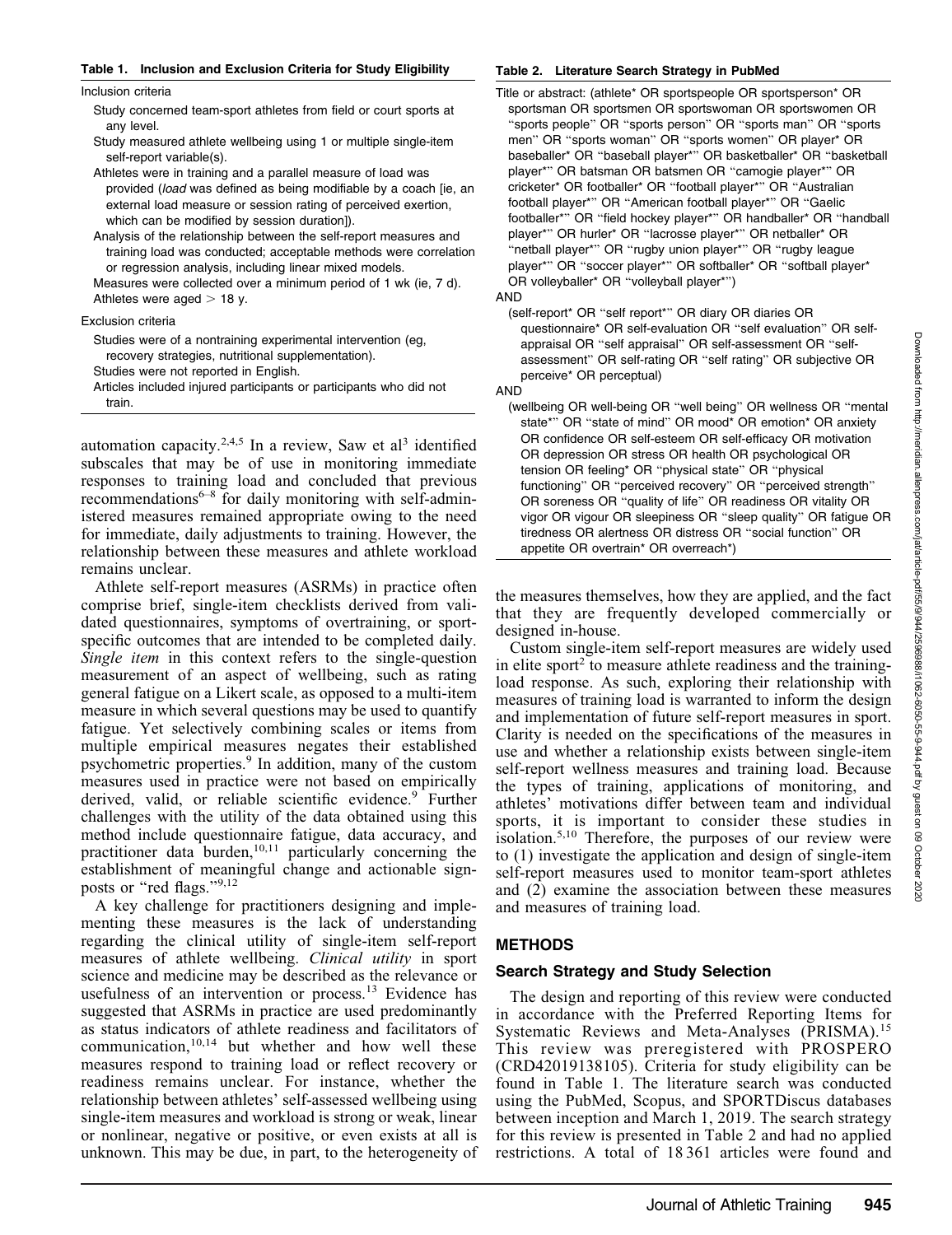**Table 1. Inclusion and Exclusion Criteria for Study Eligibility**

| Inclusion criteria |
|---|
| Study concerned team-sport athletes from field or court sports at any level. |
| Study measured athlete wellbeing using 1 or multiple single-item self-report variable(s). |
| Athletes were in training and a parallel measure of load was provided (*load* was defined as being modifiable by a coach [ie, an external load measure or session rating of perceived exertion, which can be modified by session duration]). |
| Analysis of the relationship between the self-report measures and training load was conducted; acceptable methods were correlation or regression analysis, including linear mixed models. |
| Measures were collected over a minimum period of 1 wk (ie, 7 d). |
| Athletes were aged > 18 y. |
| **Exclusion criteria** |
| Studies were of a nontraining experimental intervention (eg, recovery strategies, nutritional supplementation). |
| Studies were not reported in English. |
| Articles included injured participants or participants who did not train. |

automation capacity.[2,4,5] In a review, Saw et al[3] identified subscales that may be of use in monitoring immediate responses to training load and concluded that previous recommendations[6–8] for daily monitoring with self-administered measures remained appropriate owing to the need for immediate, daily adjustments to training. However, the relationship between these measures and athlete workload remains unclear.

Athlete self-report measures (ASRMs) in practice often comprise brief, single-item checklists derived from validated questionnaires, symptoms of overtraining, or sport-specific outcomes that are intended to be completed daily. *Single item* in this context refers to the single-question measurement of an aspect of wellbeing, such as rating general fatigue on a Likert scale, as opposed to a multi-item measure in which several questions may be used to quantify fatigue. Yet selectively combining scales or items from multiple empirical measures negates their established psychometric properties.[9] In addition, many of the custom measures used in practice were not based on empirically derived, valid, or reliable scientific evidence.[9] Further challenges with the utility of the data obtained using this method include questionnaire fatigue, data accuracy, and practitioner data burden,[10,11] particularly concerning the establishment of meaningful change and actionable signposts or "red flags."[9,12]

A key challenge for practitioners designing and implementing these measures is the lack of understanding regarding the clinical utility of single-item self-report measures of athlete wellbeing. *Clinical utility* in sport science and medicine may be described as the relevance or usefulness of an intervention or process.[13] Evidence has suggested that ASRMs in practice are used predominantly as status indicators of athlete readiness and facilitators of communication,[10,14] but whether and how well these measures respond to training load or reflect recovery or readiness remains unclear. For instance, whether the relationship between athletes' self-assessed wellbeing using single-item measures and workload is strong or weak, linear or nonlinear, negative or positive, or even exists at all is unknown. This may be due, in part, to the heterogeneity of

**Table 2. Literature Search Strategy in PubMed**

| |
|---|
| Title or abstract: (athlete* OR sportspeople OR sportsperson* OR sportsman OR sportsmen OR sportswoman OR sportswomen OR "sports people" OR "sports person" OR "sports man" OR "sports men" OR "sports woman" OR "sports women" OR player* OR baseballer* OR "baseball player*" OR basketballer* OR "basketball player*" OR batsman OR batsmen OR "camogie player*" OR cricketer* OR footballer* OR "football player*" OR "Australian football player*" OR "American football player*" OR "Gaelic footballer*" OR "field hockey player*" OR handballer* OR "handball player*" OR hurler* OR "lacrosse player*" OR netballer* OR "netball player*" OR "rugby union player*" OR "rugby league player*" OR "soccer player*" OR softballer* OR "softball player*" OR volleyballer* OR "volleyball player*") |
| AND |
| (self-report* OR "self report*" OR diary OR diaries OR questionnaire* OR self-evaluation OR "self evaluation" OR self-appraisal OR "self appraisal" OR self-assessment OR "self-assessment" OR self-rating OR "self rating" OR subjective OR perceive* OR perceptual) |
| AND |
| (wellbeing OR well-being OR "well being" OR wellness OR "mental state*" OR "state of mind" OR mood* OR emotion* OR anxiety OR confidence OR self-esteem OR self-efficacy OR motivation OR depression OR stress OR health OR psychological OR tension OR feeling* OR "physical state" OR "physical functioning" OR "perceived recovery" OR "perceived strength" OR soreness OR "quality of life" OR readiness OR vitality OR vigor OR vigour OR sleepiness OR "sleep quality" OR fatigue OR tiredness OR alertness OR distress OR "social function" OR appetite OR overtrain* OR overreach*) |

the measures themselves, how they are applied, and the fact that they are frequently developed commercially or designed in-house.

Custom single-item self-report measures are widely used in elite sport[2] to measure athlete readiness and the training-load response. As such, exploring their relationship with measures of training load is warranted to inform the design and implementation of future self-report measures in sport. Clarity is needed on the specifications of the measures in use and whether a relationship exists between single-item self-report wellness measures and training load. Because the types of training, applications of monitoring, and athletes' motivations differ between team and individual sports, it is important to consider these studies in isolation.[5,10] Therefore, the purposes of our review were to (1) investigate the application and design of single-item self-report measures used to monitor team-sport athletes and (2) examine the association between these measures and measures of training load.

## METHODS

### Search Strategy and Study Selection

The design and reporting of this review were conducted in accordance with the Preferred Reporting Items for Systematic Reviews and Meta-Analyses (PRISMA).[15] This review was preregistered with PROSPERO (CRD42019138105). Criteria for study eligibility can be found in Table 1. The literature search was conducted using the PubMed, Scopus, and SPORTDiscus databases between inception and March 1, 2019. The search strategy for this review is presented in Table 2 and had no applied restrictions. A total of 18 361 articles were found and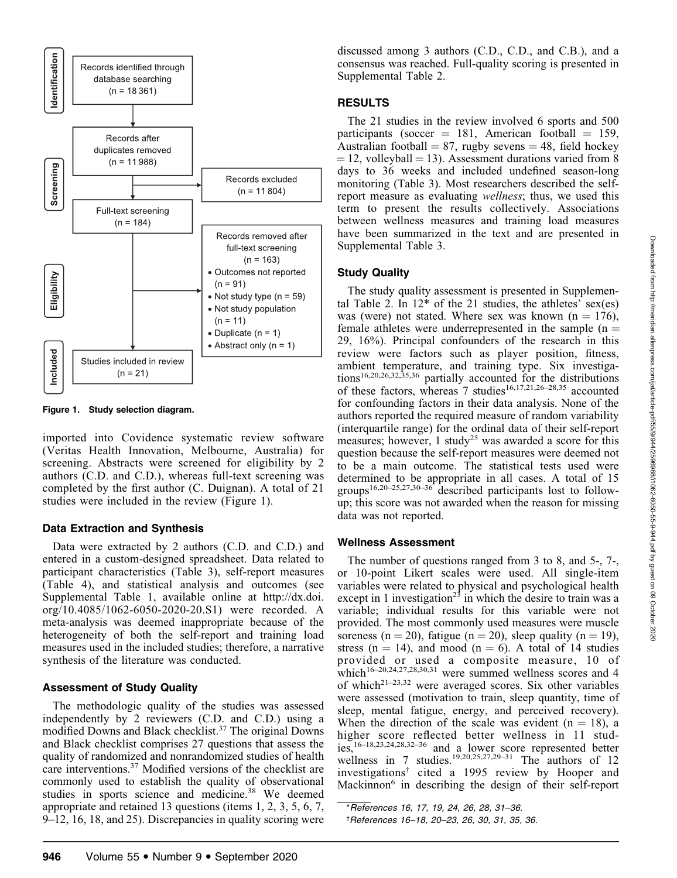Records identified through database searching (n = 18 361)

Records after duplicates removed (n = 11 988)

Records excluded (n = 11 804)

Full-text screening (n = 184)

Records removed after full-text screening (n = 163)
- Outcomes not reported (n = 91)
- Not study type (n = 59)
- Not study population (n = 11)
- Duplicate (n = 1)
- Abstract only (n = 1)

Studies included in review (n = 21)

Identification · Screening · Eligibility · Included

**Figure 1. Study selection diagram.**

imported into Covidence systematic review software (Veritas Health Innovation, Melbourne, Australia) for screening. Abstracts were screened for eligibility by 2 authors (C.D. and C.D.), whereas full-text screening was completed by the first author (C. Duignan). A total of 21 studies were included in the review (Figure 1).

### Data Extraction and Synthesis

Data were extracted by 2 authors (C.D. and C.D.) and entered in a custom-designed spreadsheet. Data related to participant characteristics (Table 3), self-report measures (Table 4), and statistical analysis and outcomes (see Supplemental Table 1, available online at http://dx.doi.org/10.4085/1062-6050-2020-20.S1) were recorded. A meta-analysis was deemed inappropriate because of the heterogeneity of both the self-report and training load measures used in the included studies; therefore, a narrative synthesis of the literature was conducted.

### Assessment of Study Quality

The methodologic quality of the studies was assessed independently by 2 reviewers (C.D. and C.D.) using a modified Downs and Black checklist.[37] The original Downs and Black checklist comprises 27 questions that assess the quality of randomized and nonrandomized studies of health care interventions.[37] Modified versions of the checklist are commonly used to establish the quality of observational studies in sports science and medicine.[38] We deemed appropriate and retained 13 questions (items 1, 2, 3, 5, 6, 7, 9–12, 16, 18, and 25). Discrepancies in quality scoring were discussed among 3 authors (C.D., C.D., and C.B.), and a consensus was reached. Full-quality scoring is presented in Supplemental Table 2.

## RESULTS

The 21 studies in the review involved 6 sports and 500 participants (soccer = 181, American football = 159, Australian football = 87, rugby sevens = 48, field hockey = 12, volleyball = 13). Assessment durations varied from 8 days to 36 weeks and included undefined season-long monitoring (Table 3). Most researchers described the self-report measure as evaluating *wellness*; thus, we used this term to present the results collectively. Associations between wellness measures and training load measures have been summarized in the text and are presented in Supplemental Table 3.

### Study Quality

The study quality assessment is presented in Supplemental Table 2. In 12* of the 21 studies, the athletes' sex(es) was (were) not stated. Where sex was known (n = 176), female athletes were underrepresented in the sample (n = 29, 16%). Principal confounders of the research in this review were factors such as player position, fitness, ambient temperature, and training type. Six investigations[16,20,26,32,35,36] partially accounted for the distributions of these factors, whereas 7 studies[16,17,21,26–28,35] accounted for confounding factors in their data analysis. None of the authors reported the required measure of random variability (interquartile range) for the ordinal data of their self-report measures; however, 1 study[25] was awarded a score for this question because the self-report measures were deemed not to be a main outcome. The statistical tests used were determined to be appropriate in all cases. A total of 15 groups[16,20–25,27,30–36] described participants lost to follow-up; this score was not awarded when the reason for missing data was not reported.

### Wellness Assessment

The number of questions ranged from 3 to 8, and 5-, 7-, or 10-point Likert scales were used. All single-item variables were related to physical and psychological health except in 1 investigation[23] in which the desire to train was a variable; individual results for this variable were not provided. The most commonly used measures were muscle soreness (n = 20), fatigue (n = 20), sleep quality (n = 19), stress (n = 14), and mood (n = 6). A total of 14 studies provided or used a composite measure, 10 of which[16–20,24,27,28,30,31] were summed wellness scores and 4 of which[21–23,32] were averaged scores. Six other variables were assessed (motivation to train, sleep quantity, time of sleep, mental fatigue, energy, and perceived recovery). When the direction of the scale was evident (n = 18), a higher score reflected better wellness in 11 studies,[16–18,23,24,28,32–36] and a lower score represented better wellness in 7 studies.[19,20,25,27,29–31] The authors of 12 investigations† cited a 1995 review by Hooper and Mackinnon[6] in describing the design of their self-report

*References 16, 17, 19, 24, 26, 28, 31–36.

†References 16–18, 20–23, 26, 30, 31, 35, 36.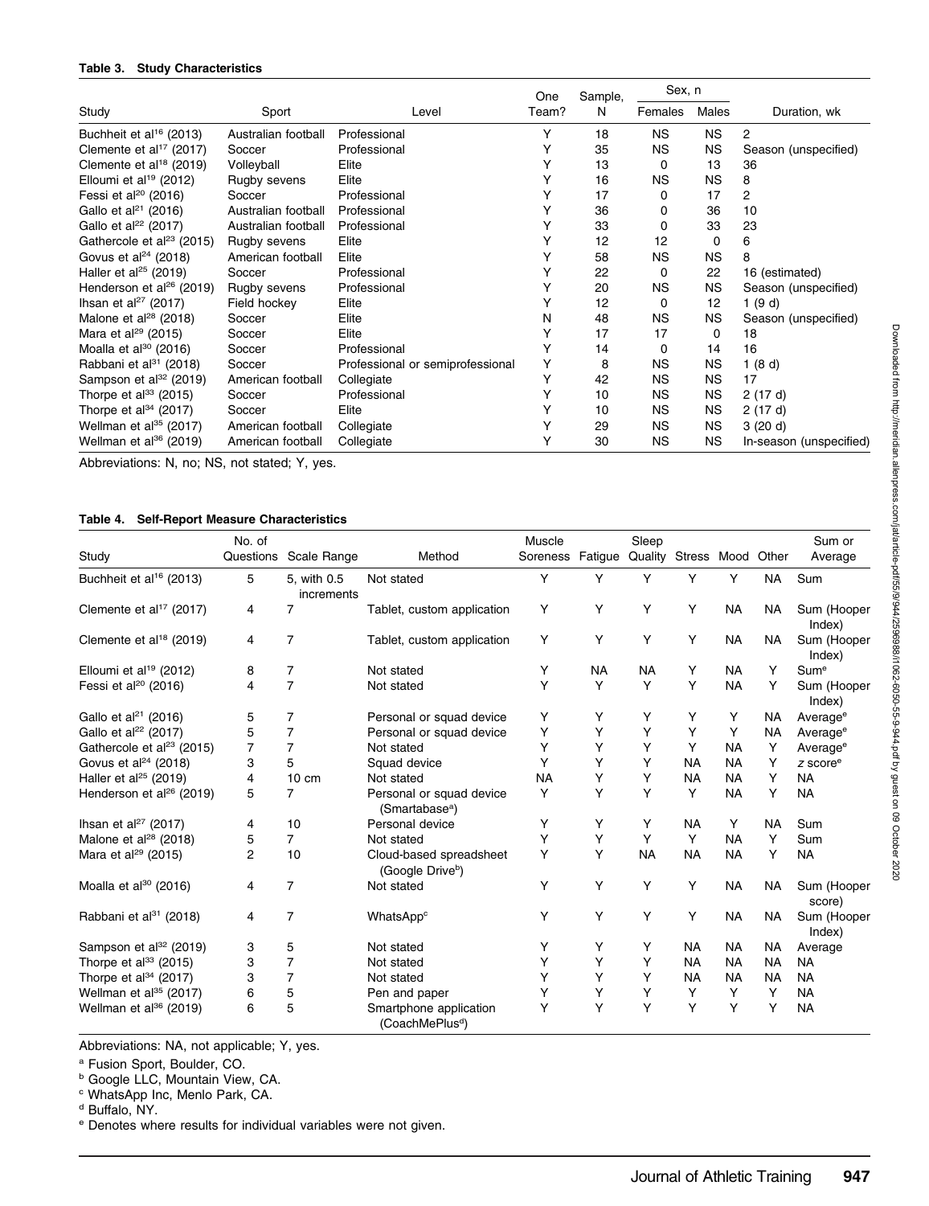**Table 3. Study Characteristics**

| Study | Sport | Level | One Team? | Sample, N | Sex, n | | Duration, wk |
|---|---|---|---|---|---|---|---|
| | | | | | Females | Males | |
| Buchheit et al[16] (2013) | Australian football | Professional | Y | 18 | NS | NS | 2 |
| Clemente et al[17] (2017) | Soccer | Professional | Y | 35 | NS | NS | Season (unspecified) |
| Clemente et al[18] (2019) | Volleyball | Elite | Y | 13 | 0 | 13 | 36 |
| Elloumi et al[19] (2012) | Rugby sevens | Elite | Y | 16 | NS | NS | 8 |
| Fessi et al[20] (2016) | Soccer | Professional | Y | 17 | 0 | 17 | 2 |
| Gallo et al[21] (2016) | Australian football | Professional | Y | 36 | 0 | 36 | 10 |
| Gallo et al[22] (2017) | Australian football | Professional | Y | 33 | 0 | 33 | 23 |
| Gathercole et al[23] (2015) | Rugby sevens | Elite | Y | 12 | 12 | 0 | 6 |
| Govus et al[24] (2018) | American football | Elite | Y | 58 | NS | NS | 8 |
| Haller et al[25] (2019) | Soccer | Professional | Y | 22 | 0 | 22 | 16 (estimated) |
| Henderson et al[26] (2019) | Rugby sevens | Professional | Y | 20 | NS | NS | Season (unspecified) |
| Ihsan et al[27] (2017) | Field hockey | Elite | Y | 12 | 0 | 12 | 1 (9 d) |
| Malone et al[28] (2018) | Soccer | Elite | N | 48 | NS | NS | Season (unspecified) |
| Mara et al[29] (2015) | Soccer | Elite | Y | 17 | 17 | 0 | 18 |
| Moalla et al[30] (2016) | Soccer | Professional | Y | 14 | 0 | 14 | 16 |
| Rabbani et al[31] (2018) | Soccer | Professional or semiprofessional | Y | 8 | NS | NS | 1 (8 d) |
| Sampson et al[32] (2019) | American football | Collegiate | Y | 42 | NS | NS | 17 |
| Thorpe et al[33] (2015) | Soccer | Professional | Y | 10 | NS | NS | 2 (17 d) |
| Thorpe et al[34] (2017) | Soccer | Elite | Y | 10 | NS | NS | 2 (17 d) |
| Wellman et al[35] (2017) | American football | Collegiate | Y | 29 | NS | NS | 3 (20 d) |
| Wellman et al[36] (2019) | American football | Collegiate | Y | 30 | NS | NS | In-season (unspecified) |

Abbreviations: N, no; NS, not stated; Y, yes.

**Table 4. Self-Report Measure Characteristics**

| Study | No. of Questions | Scale Range | Method | Muscle Soreness | Fatigue | Sleep Quality | Stress | Mood | Other | Sum or Average |
|---|---|---|---|---|---|---|---|---|---|---|
| Buchheit et al[16] (2013) | 5 | 5, with 0.5 increments | Not stated | Y | Y | Y | Y | Y | NA | Sum |
| Clemente et al[17] (2017) | 4 | 7 | Tablet, custom application | Y | Y | Y | Y | NA | NA | Sum (Hooper Index) |
| Clemente et al[18] (2019) | 4 | 7 | Tablet, custom application | Y | Y | Y | Y | NA | NA | Sum (Hooper Index) |
| Elloumi et al[19] (2012) | 8 | 7 | Not stated | Y | NA | NA | Y | NA | Y | Sum[e] |
| Fessi et al[20] (2016) | 4 | 7 | Not stated | Y | Y | Y | Y | NA | Y | Sum (Hooper Index) |
| Gallo et al[21] (2016) | 5 | 7 | Personal or squad device | Y | Y | Y | Y | Y | NA | Average[e] |
| Gallo et al[22] (2017) | 5 | 7 | Personal or squad device | Y | Y | Y | Y | Y | NA | Average[e] |
| Gathercole et al[23] (2015) | 7 | 7 | Not stated | Y | Y | Y | Y | NA | Y | Average[e] |
| Govus et al[24] (2018) | 3 | 5 | Squad device | Y | Y | Y | NA | NA | Y | z score[e] |
| Haller et al[25] (2019) | 4 | 10 cm | Not stated | NA | Y | Y | NA | NA | Y | NA |
| Henderson et al[26] (2019) | 5 | 7 | Personal or squad device (Smartabase[a]) | Y | Y | Y | Y | NA | Y | NA |
| Ihsan et al[27] (2017) | 4 | 10 | Personal device | Y | Y | Y | NA | Y | NA | Sum |
| Malone et al[28] (2018) | 5 | 7 | Not stated | Y | Y | Y | Y | NA | Y | Sum |
| Mara et al[29] (2015) | 2 | 10 | Cloud-based spreadsheet (Google Drive[b]) | Y | Y | NA | NA | NA | Y | NA |
| Moalla et al[30] (2016) | 4 | 7 | Not stated | Y | Y | Y | Y | NA | NA | Sum (Hooper score) |
| Rabbani et al[31] (2018) | 4 | 7 | WhatsApp[c] | Y | Y | Y | Y | NA | NA | Sum (Hooper Index) |
| Sampson et al[32] (2019) | 3 | 5 | Not stated | Y | Y | Y | NA | NA | NA | Average |
| Thorpe et al[33] (2015) | 3 | 7 | Not stated | Y | Y | Y | NA | NA | NA | NA |
| Thorpe et al[34] (2017) | 3 | 7 | Not stated | Y | Y | Y | NA | NA | NA | NA |
| Wellman et al[35] (2017) | 6 | 5 | Pen and paper | Y | Y | Y | Y | Y | Y | NA |
| Wellman et al[36] (2019) | 6 | 5 | Smartphone application (CoachMePlus[d]) | Y | Y | Y | Y | Y | Y | NA |

Abbreviations: NA, not applicable; Y, yes.

[a] Fusion Sport, Boulder, CO.

[b] Google LLC, Mountain View, CA.

[c] WhatsApp Inc, Menlo Park, CA.

[d] Buffalo, NY.

[e] Denotes where results for individual variables were not given.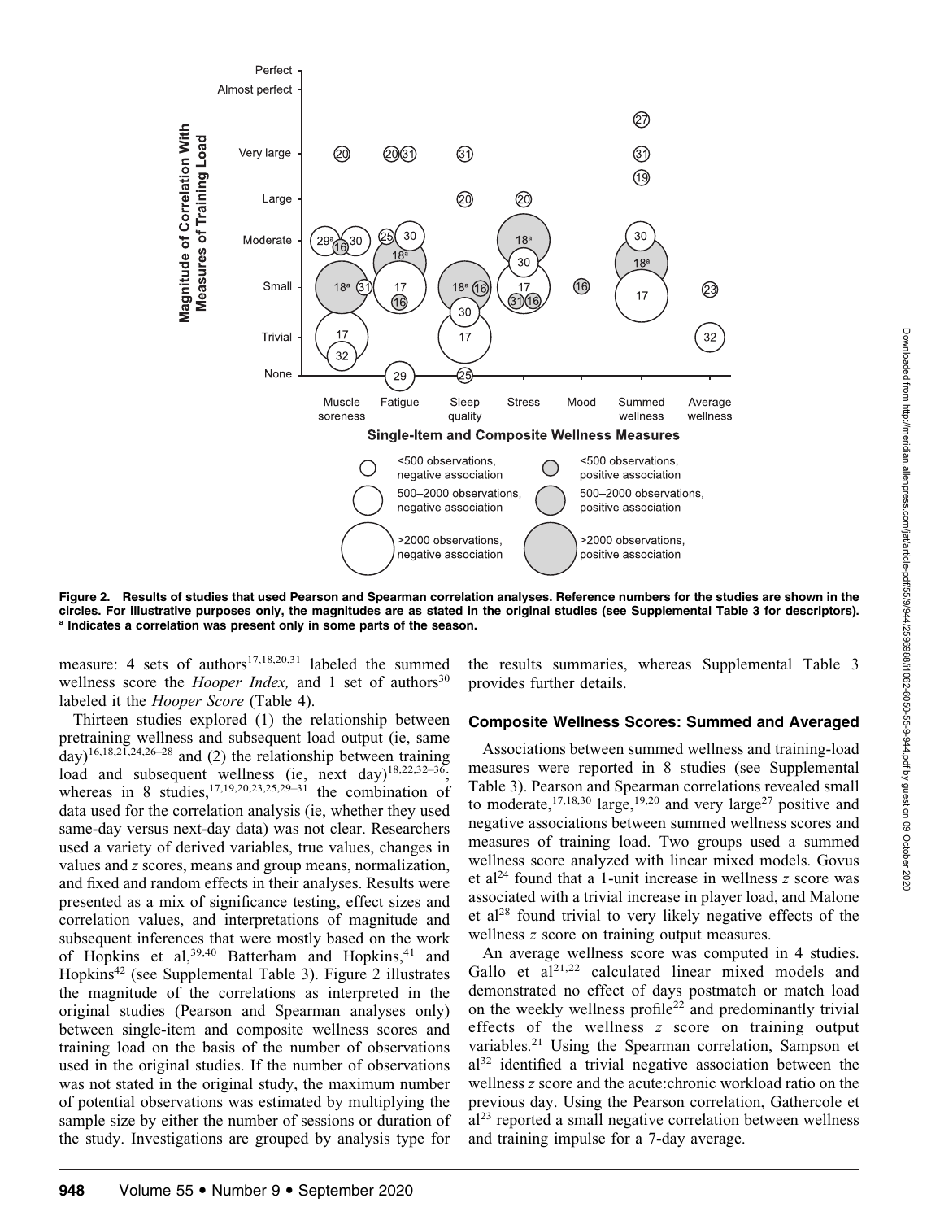Figure 2. Results of studies that used Pearson and Spearman correlation analyses. Reference numbers for the studies are shown in the circles. For illustrative purposes only, the magnitudes are as stated in the original studies (see Supplemental Table 3 for descriptors). [a] Indicates a correlation was present only in some parts of the season.

measure: 4 sets of authors[17,18,20,31] labeled the summed wellness score the *Hooper Index,* and 1 set of authors[30] labeled it the *Hooper Score* (Table 4).

Thirteen studies explored (1) the relationship between pretraining wellness and subsequent load output (ie, same day)[16,18,21,24,26–28] and (2) the relationship between training load and subsequent wellness (ie, next day)[18,22,32–36]; whereas in 8 studies,[17,19,20,23,25,29–31] the combination of data used for the correlation analysis (ie, whether they used same-day versus next-day data) was not clear. Researchers used a variety of derived variables, true values, changes in values and *z* scores, means and group means, normalization, and fixed and random effects in their analyses. Results were presented as a mix of significance testing, effect sizes and correlation values, and interpretations of magnitude and subsequent inferences that were mostly based on the work of Hopkins et al,[39,40] Batterham and Hopkins,[41] and Hopkins[42] (see Supplemental Table 3). Figure 2 illustrates the magnitude of the correlations as interpreted in the original studies (Pearson and Spearman analyses only) between single-item and composite wellness scores and training load on the basis of the number of observations used in the original studies. If the number of observations was not stated in the original study, the maximum number of potential observations was estimated by multiplying the sample size by either the number of sessions or duration of the study. Investigations are grouped by analysis type for the results summaries, whereas Supplemental Table 3 provides further details.

### Composite Wellness Scores: Summed and Averaged

Associations between summed wellness and training-load measures were reported in 8 studies (see Supplemental Table 3). Pearson and Spearman correlations revealed small to moderate,[17,18,30] large,[19,20] and very large[27] positive and negative associations between summed wellness scores and measures of training load. Two groups used a summed wellness score analyzed with linear mixed models. Govus et al[24] found that a 1-unit increase in wellness *z* score was associated with a trivial increase in player load, and Malone et al[28] found trivial to very likely negative effects of the wellness *z* score on training output measures.

An average wellness score was computed in 4 studies. Gallo et al[21,22] calculated linear mixed models and demonstrated no effect of days postmatch or match load on the weekly wellness profile[22] and predominantly trivial effects of the wellness *z* score on training output variables.[21] Using the Spearman correlation, Sampson et al[32] identified a trivial negative association between the wellness *z* score and the acute:chronic workload ratio on the previous day. Using the Pearson correlation, Gathercole et al[23] reported a small negative correlation between wellness and training impulse for a 7-day average.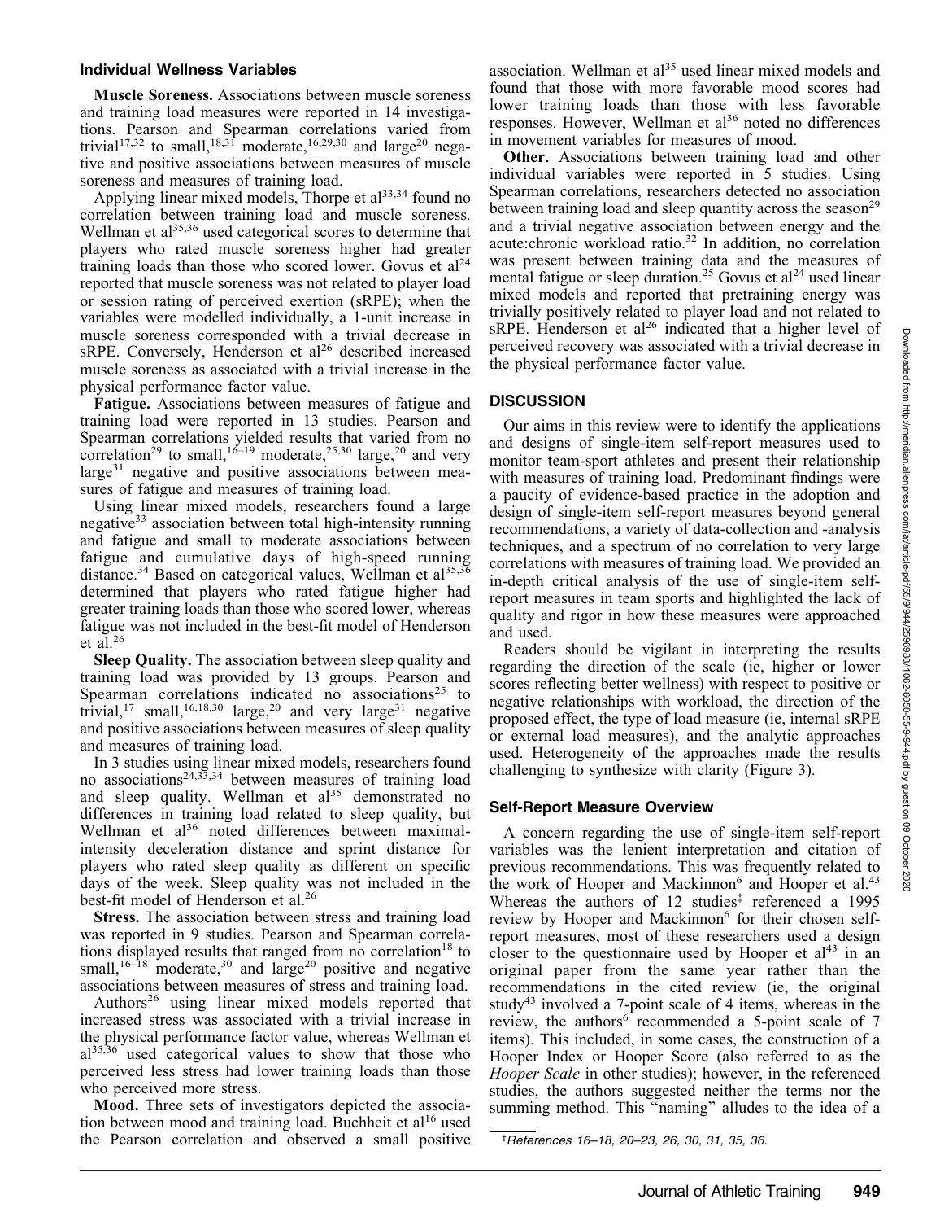### Individual Wellness Variables

**Muscle Soreness.** Associations between muscle soreness and training load measures were reported in 14 investigations. Pearson and Spearman correlations varied from trivial[17,32] to small,[18,31] moderate,[16,29,30] and large[20] negative and positive associations between measures of muscle soreness and measures of training load.

Applying linear mixed models, Thorpe et al[33,34] found no correlation between training load and muscle soreness. Wellman et al[35,36] used categorical scores to determine that players who rated muscle soreness higher had greater training loads than those who scored lower. Govus et al[24] reported that muscle soreness was not related to player load or session rating of perceived exertion (sRPE); when the variables were modelled individually, a 1-unit increase in muscle soreness corresponded with a trivial decrease in sRPE. Conversely, Henderson et al[26] described increased muscle soreness as associated with a trivial increase in the physical performance factor value.

**Fatigue.** Associations between measures of fatigue and training load were reported in 13 studies. Pearson and Spearman correlations yielded results that varied from no correlation[29] to small,[16–19] moderate,[25,30] large,[20] and very large[31] negative and positive associations between measures of fatigue and measures of training load.

Using linear mixed models, researchers found a large negative[33] association between total high-intensity running and fatigue and small to moderate associations between fatigue and cumulative days of high-speed running distance.[34] Based on categorical values, Wellman et al[35,36] determined that players who rated fatigue higher had greater training loads than those who scored lower, whereas fatigue was not included in the best-fit model of Henderson et al.[26]

**Sleep Quality.** The association between sleep quality and training load was provided by 13 groups. Pearson and Spearman correlations indicated no associations[25] to trivial,[17] small,[16,18,30] large,[20] and very large[31] negative and positive associations between measures of sleep quality and measures of training load.

In 3 studies using linear mixed models, researchers found no associations[24,33,34] between measures of training load and sleep quality. Wellman et al[35] demonstrated no differences in training load related to sleep quality, but Wellman et al[36] noted differences between maximal-intensity deceleration distance and sprint distance for players who rated sleep quality as different on specific days of the week. Sleep quality was not included in the best-fit model of Henderson et al.[26]

**Stress.** The association between stress and training load was reported in 9 studies. Pearson and Spearman correlations displayed results that ranged from no correlation[18] to small,[16–18] moderate,[30] and large[20] positive and negative associations between measures of stress and training load.

Authors[26] using linear mixed models reported that increased stress was associated with a trivial increase in the physical performance factor value, whereas Wellman et al[35,36] used categorical values to show that those who perceived less stress had lower training loads than those who perceived more stress.

**Mood.** Three sets of investigators depicted the association between mood and training load. Buchheit et al[16] used the Pearson correlation and observed a small positive association. Wellman et al[35] used linear mixed models and found that those with more favorable mood scores had lower training loads than those with less favorable responses. However, Wellman et al[36] noted no differences in movement variables for measures of mood.

**Other.** Associations between training load and other individual variables were reported in 5 studies. Using Spearman correlations, researchers detected no association between training load and sleep quantity across the season[29] and a trivial negative association between energy and the acute:chronic workload ratio.[32] In addition, no correlation was present between training data and the measures of mental fatigue or sleep duration.[25] Govus et al[24] used linear mixed models and reported that pretraining energy was trivially positively related to player load and not related to sRPE. Henderson et al[26] indicated that a higher level of perceived recovery was associated with a trivial decrease in the physical performance factor value.

## DISCUSSION

Our aims in this review were to identify the applications and designs of single-item self-report measures used to monitor team-sport athletes and present their relationship with measures of training load. Predominant findings were a paucity of evidence-based practice in the adoption and design of single-item self-report measures beyond general recommendations, a variety of data-collection and -analysis techniques, and a spectrum of no correlation to very large correlations with measures of training load. We provided an in-depth critical analysis of the use of single-item self-report measures in team sports and highlighted the lack of quality and rigor in how these measures were approached and used.

Readers should be vigilant in interpreting the results regarding the direction of the scale (ie, higher or lower scores reflecting better wellness) with respect to positive or negative relationships with workload, the direction of the proposed effect, the type of load measure (ie, internal sRPE or external load measures), and the analytic approaches used. Heterogeneity of the approaches made the results challenging to synthesize with clarity (Figure 3).

### Self-Report Measure Overview

A concern regarding the use of single-item self-report variables was the lenient interpretation and citation of previous recommendations. This was frequently related to the work of Hooper and Mackinnon[6] and Hooper et al.[43] Whereas the authors of 12 studies[‡] referenced a 1995 review by Hooper and Mackinnon[6] for their chosen self-report measures, most of these researchers used a design closer to the questionnaire used by Hooper et al[43] in an original paper from the same year rather than the recommendations in the cited review (ie, the original study[43] involved a 7-point scale of 4 items, whereas in the review, the authors[6] recommended a 5-point scale of 7 items). This included, in some cases, the construction of a Hooper Index or Hooper Score (also referred to as the *Hooper Scale* in other studies); however, in the referenced studies, the authors suggested neither the terms nor the summing method. This "naming" alludes to the idea of a

‡*References 16–18, 20–23, 26, 30, 31, 35, 36.*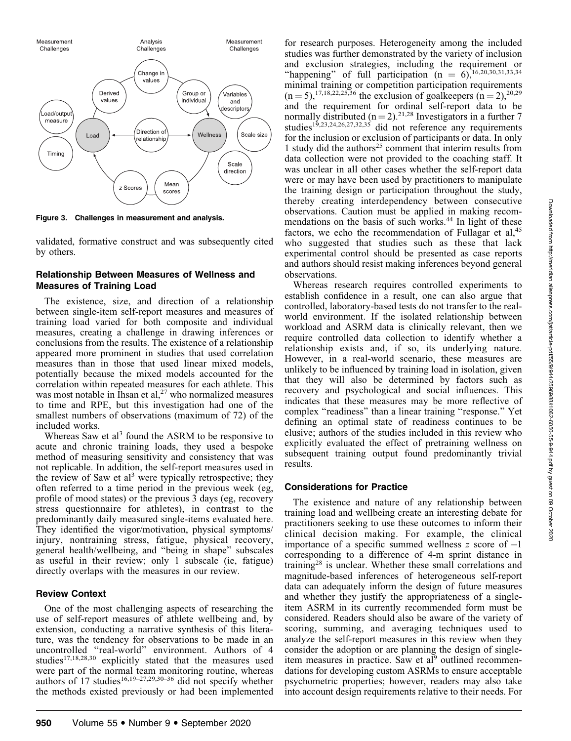Figure 3. Challenges in measurement and analysis.

validated, formative construct and was subsequently cited by others.

### Relationship Between Measures of Wellness and Measures of Training Load

The existence, size, and direction of a relationship between single-item self-report measures and measures of training load varied for both composite and individual measures, creating a challenge in drawing inferences or conclusions from the results. The existence of a relationship appeared more prominent in studies that used correlation measures than in those that used linear mixed models, potentially because the mixed models accounted for the correlation within repeated measures for each athlete. This was most notable in Ihsan et al,[27] who normalized measures to time and RPE, but this investigation had one of the smallest numbers of observations (maximum of 72) of the included works.

Whereas Saw et al[3] found the ASRM to be responsive to acute and chronic training loads, they used a bespoke method of measuring sensitivity and consistency that was not replicable. In addition, the self-report measures used in the review of Saw et al[3] were typically retrospective; they often referred to a time period in the previous week (eg, profile of mood states) or the previous 3 days (eg, recovery stress questionnaire for athletes), in contrast to the predominantly daily measured single-items evaluated here. They identified the vigor/motivation, physical symptoms/injury, nontraining stress, fatigue, physical recovery, general health/wellbeing, and "being in shape" subscales as useful in their review; only 1 subscale (ie, fatigue) directly overlaps with the measures in our review.

### Review Context

One of the most challenging aspects of researching the use of self-report measures of athlete wellbeing and, by extension, conducting a narrative synthesis of this literature, was the tendency for observations to be made in an uncontrolled "real-world" environment. Authors of 4 studies[17,18,28,30] explicitly stated that the measures used were part of the normal team monitoring routine, whereas authors of 17 studies[16,19–27,29,30–36] did not specify whether the methods existed previously or had been implemented for research purposes. Heterogeneity among the included studies was further demonstrated by the variety of inclusion and exclusion strategies, including the requirement or "happening" of full participation (n = 6),[16,20,30,31,33,34] minimal training or competition participation requirements (n = 5),[17,18,22,25,36] the exclusion of goalkeepers (n = 2),[20,29] and the requirement for ordinal self-report data to be normally distributed (n = 2).[21,28] Investigators in a further 7 studies[19,23,24,26,27,32,35] did not reference any requirements for the inclusion or exclusion of participants or data. In only 1 study did the authors[25] comment that interim results from data collection were not provided to the coaching staff. It was unclear in all other cases whether the self-report data were or may have been used by practitioners to manipulate the training design or participation throughout the study, thereby creating interdependency between consecutive observations. Caution must be applied in making recommendations on the basis of such works.[44] In light of these factors, we echo the recommendation of Fullagar et al,[45] who suggested that studies such as these that lack experimental control should be presented as case reports and authors should resist making inferences beyond general observations.

Whereas research requires controlled experiments to establish confidence in a result, one can also argue that controlled, laboratory-based tests do not transfer to the real-world environment. If the isolated relationship between workload and ASRM data is clinically relevant, then we require controlled data collection to identify whether a relationship exists and, if so, its underlying nature. However, in a real-world scenario, these measures are unlikely to be influenced by training load in isolation, given that they will also be determined by factors such as recovery and psychological and social influences. This indicates that these measures may be more reflective of complex "readiness" than a linear training "response." Yet defining an optimal state of readiness continues to be elusive; authors of the studies included in this review who explicitly evaluated the effect of pretraining wellness on subsequent training output found predominantly trivial results.

### Considerations for Practice

The existence and nature of any relationship between training load and wellbeing create an interesting debate for practitioners seeking to use these outcomes to inform their clinical decision making. For example, the clinical importance of a specific summed wellness $z$ score of $-1$ corresponding to a difference of 4-m sprint distance in training[28] is unclear. Whether these small correlations and magnitude-based inferences of heterogeneous self-report data can adequately inform the design of future measures and whether they justify the appropriateness of a single-item ASRM in its currently recommended form must be considered. Readers should also be aware of the variety of scoring, summing, and averaging techniques used to analyze the self-report measures in this review when they consider the adoption or are planning the design of single-item measures in practice. Saw et al[9] outlined recommendations for developing custom ASRMs to ensure acceptable psychometric properties; however, readers may also take into account design requirements relative to their needs. For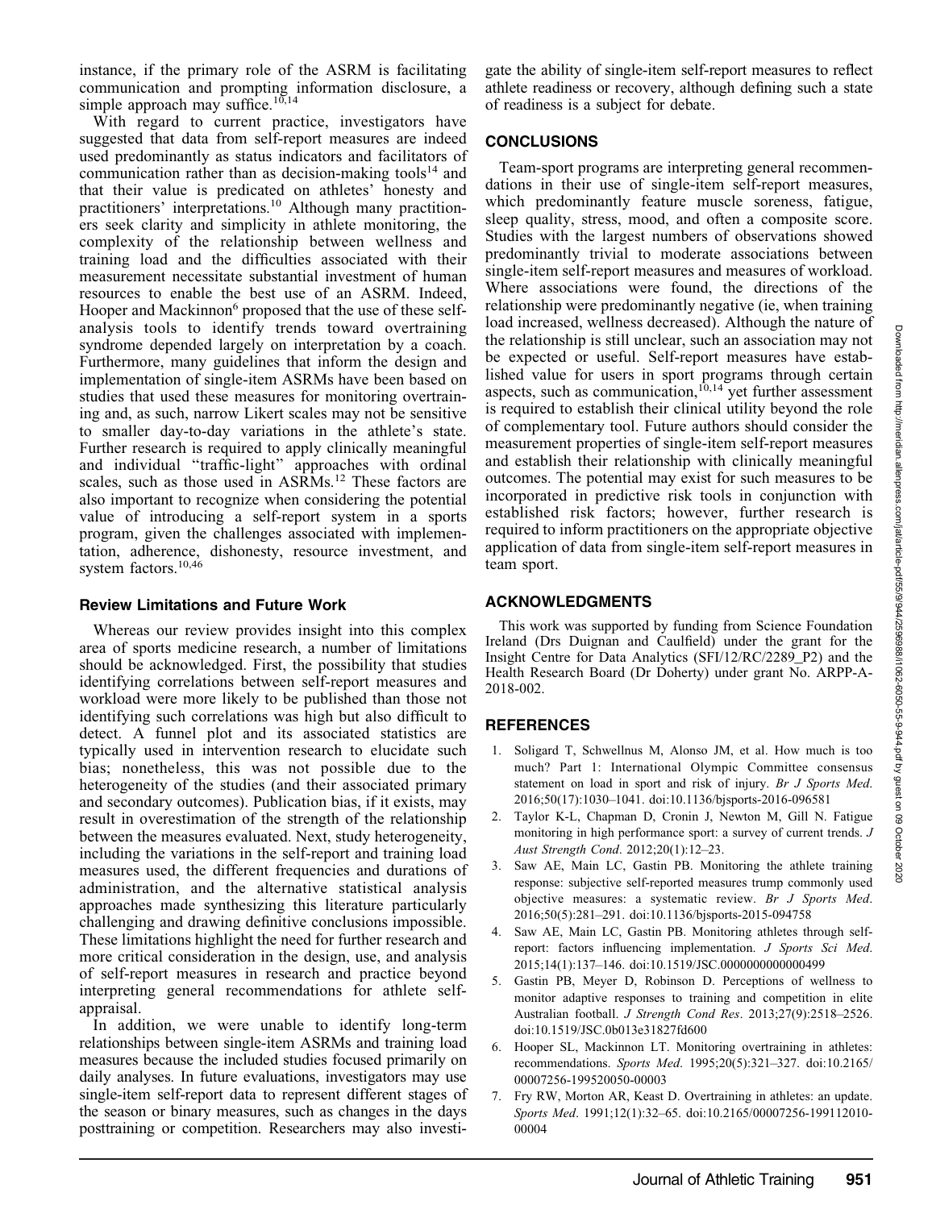instance, if the primary role of the ASRM is facilitating communication and prompting information disclosure, a simple approach may suffice.[10,14]

With regard to current practice, investigators have suggested that data from self-report measures are indeed used predominantly as status indicators and facilitators of communication rather than as decision-making tools[14] and that their value is predicated on athletes' honesty and practitioners' interpretations.[10] Although many practitioners seek clarity and simplicity in athlete monitoring, the complexity of the relationship between wellness and training load and the difficulties associated with their measurement necessitate substantial investment of human resources to enable the best use of an ASRM. Indeed, Hooper and Mackinnon[6] proposed that the use of these self-analysis tools to identify trends toward overtraining syndrome depended largely on interpretation by a coach. Furthermore, many guidelines that inform the design and implementation of single-item ASRMs have been based on studies that used these measures for monitoring overtraining and, as such, narrow Likert scales may not be sensitive to smaller day-to-day variations in the athlete's state. Further research is required to apply clinically meaningful and individual "traffic-light" approaches with ordinal scales, such as those used in ASRMs.[12] These factors are also important to recognize when considering the potential value of introducing a self-report system in a sports program, given the challenges associated with implementation, adherence, dishonesty, resource investment, and system factors.[10,46]

### Review Limitations and Future Work

Whereas our review provides insight into this complex area of sports medicine research, a number of limitations should be acknowledged. First, the possibility that studies identifying correlations between self-report measures and workload were more likely to be published than those not identifying such correlations was high but also difficult to detect. A funnel plot and its associated statistics are typically used in intervention research to elucidate such bias; nonetheless, this was not possible due to the heterogeneity of the studies (and their associated primary and secondary outcomes). Publication bias, if it exists, may result in overestimation of the strength of the relationship between the measures evaluated. Next, study heterogeneity, including the variations in the self-report and training load measures used, the different frequencies and durations of administration, and the alternative statistical analysis approaches made synthesizing this literature particularly challenging and drawing definitive conclusions impossible. These limitations highlight the need for further research and more critical consideration in the design, use, and analysis of self-report measures in research and practice beyond interpreting general recommendations for athlete self-appraisal.

In addition, we were unable to identify long-term relationships between single-item ASRMs and training load measures because the included studies focused primarily on daily analyses. In future evaluations, investigators may use single-item self-report data to represent different stages of the season or binary measures, such as changes in the days posttraining or competition. Researchers may also investigate the ability of single-item self-report measures to reflect athlete readiness or recovery, although defining such a state of readiness is a subject for debate.

## CONCLUSIONS

Team-sport programs are interpreting general recommendations in their use of single-item self-report measures, which predominantly feature muscle soreness, fatigue, sleep quality, stress, mood, and often a composite score. Studies with the largest numbers of observations showed predominantly trivial to moderate associations between single-item self-report measures and measures of workload. Where associations were found, the directions of the relationship were predominantly negative (ie, when training load increased, wellness decreased). Although the nature of the relationship is still unclear, such an association may not be expected or useful. Self-report measures have established value for users in sport programs through certain aspects, such as communication,[10,14] yet further assessment is required to establish their clinical utility beyond the role of complementary tool. Future authors should consider the measurement properties of single-item self-report measures and establish their relationship with clinically meaningful outcomes. The potential may exist for such measures to be incorporated in predictive risk tools in conjunction with established risk factors; however, further research is required to inform practitioners on the appropriate objective application of data from single-item self-report measures in team sport.

## ACKNOWLEDGMENTS

This work was supported by funding from Science Foundation Ireland (Drs Duignan and Caulfield) under the grant for the Insight Centre for Data Analytics (SFI/12/RC/2289_P2) and the Health Research Board (Dr Doherty) under grant No. ARPP-A-2018-002.

## REFERENCES

1. Soligard T, Schwellnus M, Alonso JM, et al. How much is too much? Part 1: International Olympic Committee consensus statement on load in sport and risk of injury. *Br J Sports Med*. 2016;50(17):1030–1041. doi:10.1136/bjsports-2016-096581
2. Taylor K-L, Chapman D, Cronin J, Newton M, Gill N. Fatigue monitoring in high performance sport: a survey of current trends. *J Aust Strength Cond*. 2012;20(1):12–23.
3. Saw AE, Main LC, Gastin PB. Monitoring the athlete training response: subjective self-reported measures trump commonly used objective measures: a systematic review. *Br J Sports Med*. 2016;50(5):281–291. doi:10.1136/bjsports-2015-094758
4. Saw AE, Main LC, Gastin PB. Monitoring athletes through self-report: factors influencing implementation. *J Sports Sci Med*. 2015;14(1):137–146. doi:10.1519/JSC.0000000000000499
5. Gastin PB, Meyer D, Robinson D. Perceptions of wellness to monitor adaptive responses to training and competition in elite Australian football. *J Strength Cond Res*. 2013;27(9):2518–2526. doi:10.1519/JSC.0b013e31827fd600
6. Hooper SL, Mackinnon LT. Monitoring overtraining in athletes: recommendations. *Sports Med*. 1995;20(5):321–327. doi:10.2165/00007256-199520050-00003
7. Fry RW, Morton AR, Keast D. Overtraining in athletes: an update. *Sports Med*. 1991;12(1):32–65. doi:10.2165/00007256-199112010-00004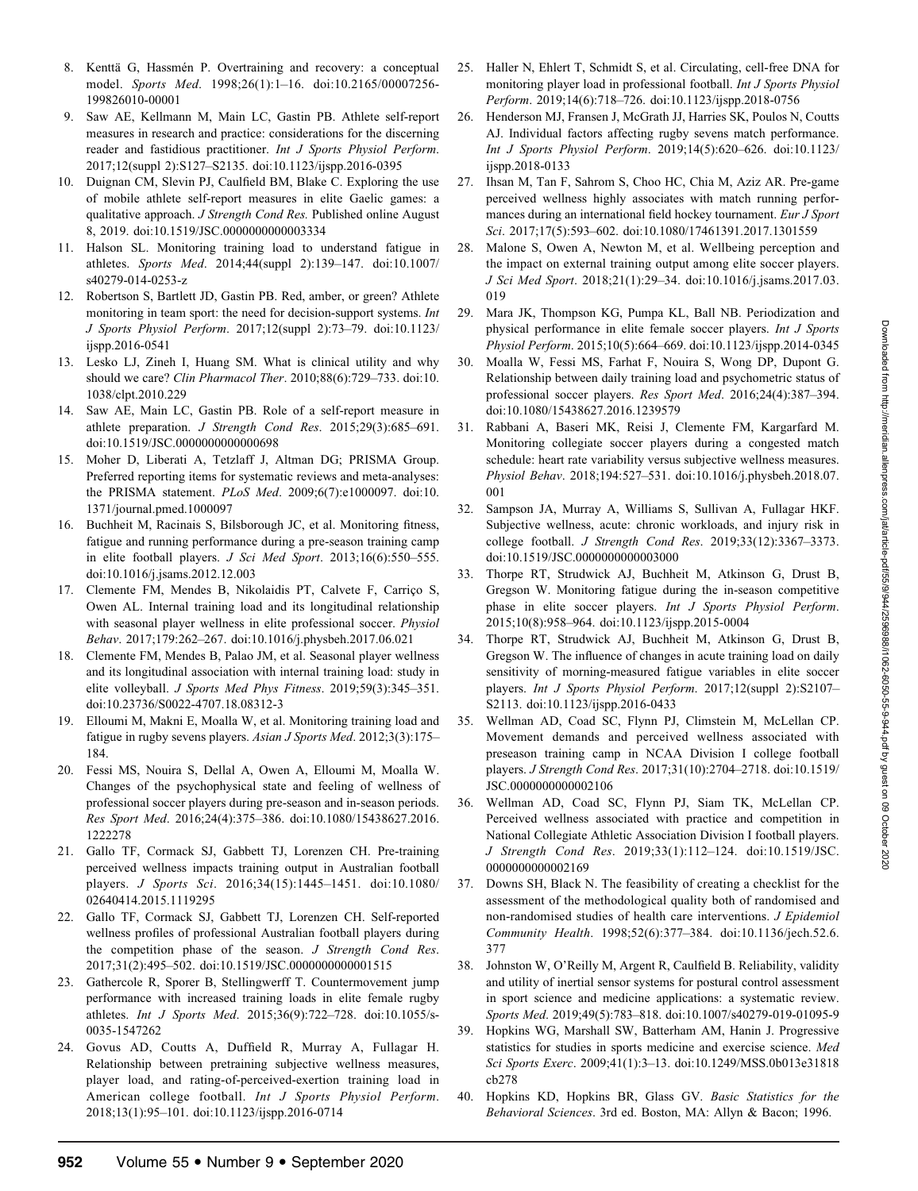8. Kenttä G, Hassmén P. Overtraining and recovery: a conceptual model. *Sports Med*. 1998;26(1):1–16. doi:10.2165/00007256-199826010-00001
9. Saw AE, Kellmann M, Main LC, Gastin PB. Athlete self-report measures in research and practice: considerations for the discerning reader and fastidious practitioner. *Int J Sports Physiol Perform*. 2017;12(suppl 2):S127–S2135. doi:10.1123/ijspp.2016-0395
10. Duignan CM, Slevin PJ, Caulfield BM, Blake C. Exploring the use of mobile athlete self-report measures in elite Gaelic games: a qualitative approach. *J Strength Cond Res*. Published online August 8, 2019. doi:10.1519/JSC.0000000000003334
11. Halson SL. Monitoring training load to understand fatigue in athletes. *Sports Med*. 2014;44(suppl 2):139–147. doi:10.1007/s40279-014-0253-z
12. Robertson S, Bartlett JD, Gastin PB. Red, amber, or green? Athlete monitoring in team sport: the need for decision-support systems. *Int J Sports Physiol Perform*. 2017;12(suppl 2):73–79. doi:10.1123/ijspp.2016-0541
13. Lesko LJ, Zineh I, Huang SM. What is clinical utility and why should we care? *Clin Pharmacol Ther*. 2010;88(6):729–733. doi:10.1038/clpt.2010.229
14. Saw AE, Main LC, Gastin PB. Role of a self-report measure in athlete preparation. *J Strength Cond Res*. 2015;29(3):685–691. doi:10.1519/JSC.0000000000000698
15. Moher D, Liberati A, Tetzlaff J, Altman DG; PRISMA Group. Preferred reporting items for systematic reviews and meta-analyses: the PRISMA statement. *PLoS Med*. 2009;6(7):e1000097. doi:10.1371/journal.pmed.1000097
16. Buchheit M, Racinais S, Bilsborough JC, et al. Monitoring fitness, fatigue and running performance during a pre-season training camp in elite football players. *J Sci Med Sport*. 2013;16(6):550–555. doi:10.1016/j.jsams.2012.12.003
17. Clemente FM, Mendes B, Nikolaidis PT, Calvete F, Carriço S, Owen AL. Internal training load and its longitudinal relationship with seasonal player wellness in elite professional soccer. *Physiol Behav*. 2017;179:262–267. doi:10.1016/j.physbeh.2017.06.021
18. Clemente FM, Mendes B, Palao JM, et al. Seasonal player wellness and its longitudinal association with internal training load: study in elite volleyball. *J Sports Med Phys Fitness*. 2019;59(3):345–351. doi:10.23736/S0022-4707.18.08312-3
19. Elloumi M, Makni E, Moalla W, et al. Monitoring training load and fatigue in rugby sevens players. *Asian J Sports Med*. 2012;3(3):175–184.
20. Fessi MS, Nouira S, Dellal A, Owen A, Elloumi M, Moalla W. Changes of the psychophysical state and feeling of wellness of professional soccer players during pre-season and in-season periods. *Res Sport Med*. 2016;24(4):375–386. doi:10.1080/15438627.2016.1222278
21. Gallo TF, Cormack SJ, Gabbett TJ, Lorenzen CH. Pre-training perceived wellness impacts training output in Australian football players. *J Sports Sci*. 2016;34(15):1445–1451. doi:10.1080/02640414.2015.1119295
22. Gallo TF, Cormack SJ, Gabbett TJ, Lorenzen CH. Self-reported wellness profiles of professional Australian football players during the competition phase of the season. *J Strength Cond Res*. 2017;31(2):495–502. doi:10.1519/JSC.0000000000001515
23. Gathercole R, Sporer B, Stellingwerff T. Countermovement jump performance with increased training loads in elite female rugby athletes. *Int J Sports Med*. 2015;36(9):722–728. doi:10.1055/s-0035-1547262
24. Govus AD, Coutts A, Duffield R, Murray A, Fullagar H. Relationship between pretraining subjective wellness measures, player load, and rating-of-perceived-exertion training load in American college football. *Int J Sports Physiol Perform*. 2018;13(1):95–101. doi:10.1123/ijspp.2016-0714
25. Haller N, Ehlert T, Schmidt S, et al. Circulating, cell-free DNA for monitoring player load in professional football. *Int J Sports Physiol Perform*. 2019;14(6):718–726. doi:10.1123/ijspp.2018-0756
26. Henderson MJ, Fransen J, McGrath JJ, Harries SK, Poulos N, Coutts AJ. Individual factors affecting rugby sevens match performance. *Int J Sports Physiol Perform*. 2019;14(5):620–626. doi:10.1123/ijspp.2018-0133
27. Ihsan M, Tan F, Sahrom S, Choo HC, Chia M, Aziz AR. Pre-game perceived wellness highly associates with match running performances during an international field hockey tournament. *Eur J Sport Sci*. 2017;17(5):593–602. doi:10.1080/17461391.2017.1301559
28. Malone S, Owen A, Newton M, et al. Wellbeing perception and the impact on external training output among elite soccer players. *J Sci Med Sport*. 2018;21(1):29–34. doi:10.1016/j.jsams.2017.03.019
29. Mara JK, Thompson KG, Pumpa KL, Ball NB. Periodization and physical performance in elite female soccer players. *Int J Sports Physiol Perform*. 2015;10(5):664–669. doi:10.1123/ijspp.2014-0345
30. Moalla W, Fessi MS, Farhat F, Nouira S, Wong DP, Dupont G. Relationship between daily training load and psychometric status of professional soccer players. *Res Sport Med*. 2016;24(4):387–394. doi:10.1080/15438627.2016.1239579
31. Rabbani A, Baseri MK, Reisi J, Clemente FM, Kargarfard M. Monitoring collegiate soccer players during a congested match schedule: heart rate variability versus subjective wellness measures. *Physiol Behav*. 2018;194:527–531. doi:10.1016/j.physbeh.2018.07.001
32. Sampson JA, Murray A, Williams S, Sullivan A, Fullagar HKF. Subjective wellness, acute: chronic workloads, and injury risk in college football. *J Strength Cond Res*. 2019;33(12):3367–3373. doi:10.1519/JSC.0000000000003000
33. Thorpe RT, Strudwick AJ, Buchheit M, Atkinson G, Drust B, Gregson W. Monitoring fatigue during the in-season competitive phase in elite soccer players. *Int J Sports Physiol Perform*. 2015;10(8):958–964. doi:10.1123/ijspp.2015-0004
34. Thorpe RT, Strudwick AJ, Buchheit M, Atkinson G, Drust B, Gregson W. The influence of changes in acute training load on daily sensitivity of morning-measured fatigue variables in elite soccer players. *Int J Sports Physiol Perform*. 2017;12(suppl 2):S2107–S2113. doi:10.1123/ijspp.2016-0433
35. Wellman AD, Coad SC, Flynn PJ, Climstein M, McLellan CP. Movement demands and perceived wellness associated with preseason training camp in NCAA Division I college football players. *J Strength Cond Res*. 2017;31(10):2704–2718. doi:10.1519/JSC.0000000000002106
36. Wellman AD, Coad SC, Flynn PJ, Siam TK, McLellan CP. Perceived wellness associated with practice and competition in National Collegiate Athletic Association Division I football players. *J Strength Cond Res*. 2019;33(1):112–124. doi:10.1519/JSC.0000000000002169
37. Downs SH, Black N. The feasibility of creating a checklist for the assessment of the methodological quality both of randomised and non-randomised studies of health care interventions. *J Epidemiol Community Health*. 1998;52(6):377–384. doi:10.1136/jech.52.6.377
38. Johnston W, O'Reilly M, Argent R, Caulfield B. Reliability, validity and utility of inertial sensor systems for postural control assessment in sport science and medicine applications: a systematic review. *Sports Med*. 2019;49(5):783–818. doi:10.1007/s40279-019-01095-9
39. Hopkins WG, Marshall SW, Batterham AM, Hanin J. Progressive statistics for studies in sports medicine and exercise science. *Med Sci Sports Exerc*. 2009;41(1):3–13. doi:10.1249/MSS.0b013e31818cb278
40. Hopkins KD, Hopkins BR, Glass GV. *Basic Statistics for the Behavioral Sciences*. 3rd ed. Boston, MA: Allyn & Bacon; 1996.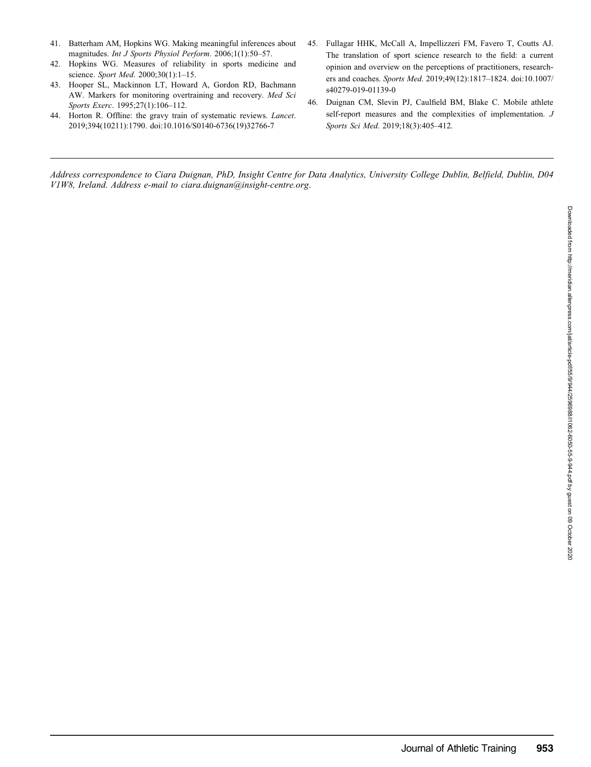41. Batterham AM, Hopkins WG. Making meaningful inferences about magnitudes. *Int J Sports Physiol Perform*. 2006;1(1):50–57.
42. Hopkins WG. Measures of reliability in sports medicine and science. *Sport Med*. 2000;30(1):1–15.
43. Hooper SL, Mackinnon LT, Howard A, Gordon RD, Bachmann AW. Markers for monitoring overtraining and recovery. *Med Sci Sports Exerc*. 1995;27(1):106–112.
44. Horton R. Offline: the gravy train of systematic reviews. *Lancet*. 2019;394(10211):1790. doi:10.1016/S0140-6736(19)32766-7
45. Fullagar HHK, McCall A, Impellizzeri FM, Favero T, Coutts AJ. The translation of sport science research to the field: a current opinion and overview on the perceptions of practitioners, researchers and coaches. *Sports Med*. 2019;49(12):1817–1824. doi:10.1007/s40279-019-01139-0
46. Duignan CM, Slevin PJ, Caulfield BM, Blake C. Mobile athlete self-report measures and the complexities of implementation. *J Sports Sci Med*. 2019;18(3):405–412.

*Address correspondence to Ciara Duignan, PhD, Insight Centre for Data Analytics, University College Dublin, Belfield, Dublin, D04 V1W8, Ireland. Address e-mail to ciara.duignan@insight-centre.org.*